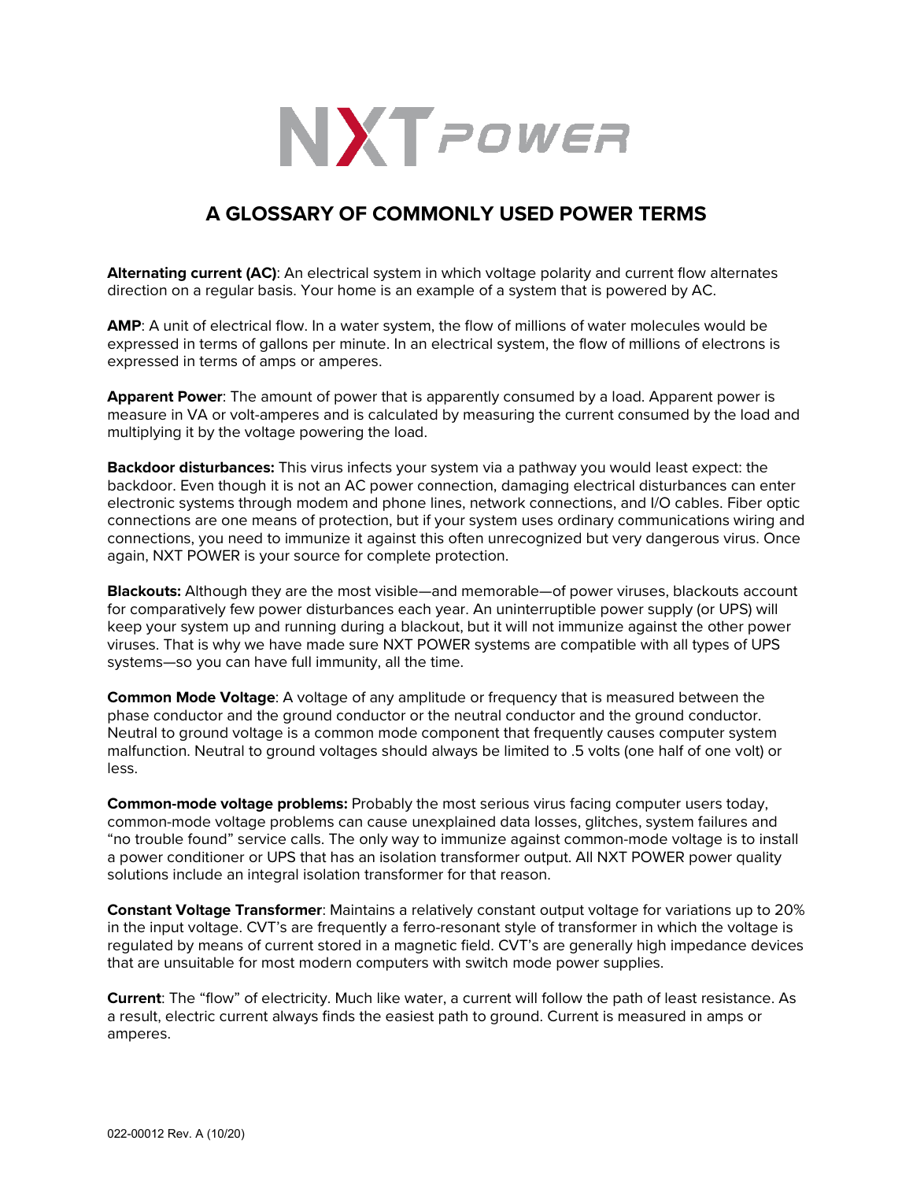NXT POWER

# A GLOSSARY OF COMMONLY USED POWER TERMS

**Alternating current (AC)**: An electrical system in which voltage polarity and current flow alternates direction on a regular basis. Your home is an example of a system that is powered by AC.

**AMP**: A unit of electrical flow. In a water system, the flow of millions of water molecules would be expressed in terms of gallons per minute. In an electrical system, the flow of millions of electrons is expressed in terms of amps or amperes.

**Apparent Power**: The amount of power that is apparently consumed by a load. Apparent power is measure in VA or volt-amperes and is calculated by measuring the current consumed by the load and multiplying it by the voltage powering the load.

**Backdoor disturbances:** This virus infects your system via a pathway you would least expect: the backdoor. Even though it is not an AC power connection, damaging electrical disturbances can enter electronic systems through modem and phone lines, network connections, and I/O cables. Fiber optic connections are one means of protection, but if your system uses ordinary communications wiring and connections, you need to immunize it against this often unrecognized but very dangerous virus. Once again, NXT POWER is your source for complete protection.

**Blackouts:** Although they are the most visible—and memorable—of power viruses, blackouts account for comparatively few power disturbances each year. An uninterruptible power supply (or UPS) will keep your system up and running during a blackout, but it will not immunize against the other power viruses. That is why we have made sure NXT POWER systems are compatible with all types of UPS systems—so you can have full immunity, all the time.

**Common Mode Voltage**: A voltage of any amplitude or frequency that is measured between the phase conductor and the ground conductor or the neutral conductor and the ground conductor. Neutral to ground voltage is a common mode component that frequently causes computer system malfunction. Neutral to ground voltages should always be limited to .5 volts (one half of one volt) or less.

**Common-mode voltage problems:** Probably the most serious virus facing computer users today, common-mode voltage problems can cause unexplained data losses, glitches, system failures and "no trouble found" service calls. The only way to immunize against common-mode voltage is to install a power conditioner or UPS that has an isolation transformer output. All NXT POWER power quality solutions include an integral isolation transformer for that reason.

**Constant Voltage Transformer**: Maintains a relatively constant output voltage for variations up to 20% in the input voltage. CVT's are frequently a ferro-resonant style of transformer in which the voltage is regulated by means of current stored in a magnetic field. CVT's are generally high impedance devices that are unsuitable for most modern computers with switch mode power supplies.

**Current**: The "flow" of electricity. Much like water, a current will follow the path of least resistance. As a result, electric current always finds the easiest path to ground. Current is measured in amps or amperes.

022-00012 Rev. A (10/20)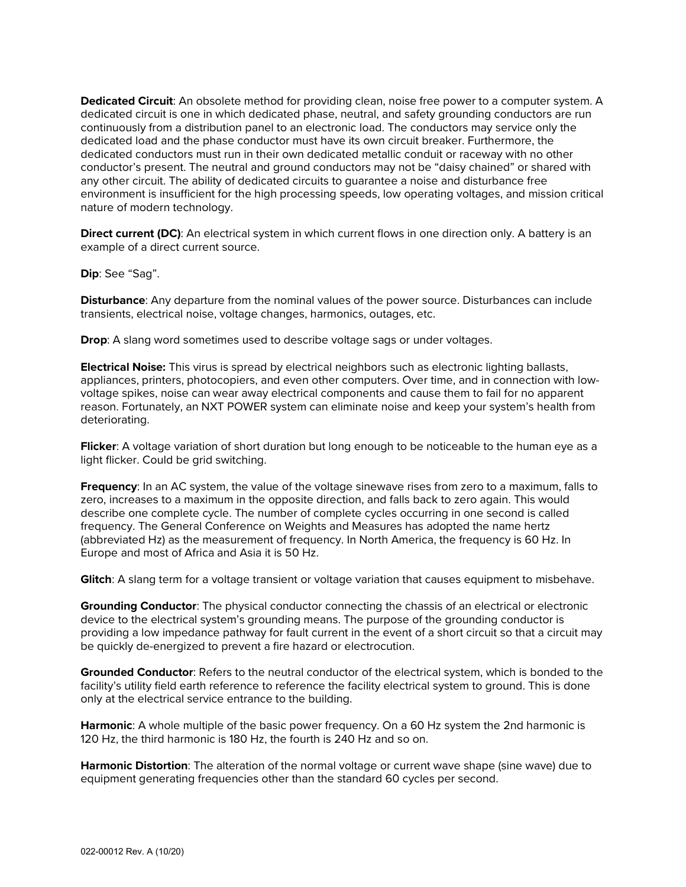**Dedicated Circuit**: An obsolete method for providing clean, noise free power to a computer system. A dedicated circuit is one in which dedicated phase, neutral, and safety grounding conductors are run continuously from a distribution panel to an electronic load. The conductors may service only the dedicated load and the phase conductor must have its own circuit breaker. Furthermore, the dedicated conductors must run in their own dedicated metallic conduit or raceway with no other conductor's present. The neutral and ground conductors may not be "daisy chained" or shared with any other circuit. The ability of dedicated circuits to guarantee a noise and disturbance free environment is insufficient for the high processing speeds, low operating voltages, and mission critical nature of modern technology.

**Direct current (DC)**: An electrical system in which current flows in one direction only. A battery is an example of a direct current source.

**Dip**: See "Sag".

**Disturbance**: Any departure from the nominal values of the power source. Disturbances can include transients, electrical noise, voltage changes, harmonics, outages, etc.

**Drop**: A slang word sometimes used to describe voltage sags or under voltages.

**Electrical Noise:** This virus is spread by electrical neighbors such as electronic lighting ballasts, appliances, printers, photocopiers, and even other computers. Over time, and in connection with low-voltage spikes, noise can wear away electrical components and cause them to fail for no apparent reason. Fortunately, an NXT POWER system can eliminate noise and keep your system's health from deteriorating.

**Flicker**: A voltage variation of short duration but long enough to be noticeable to the human eye as a light flicker. Could be grid switching.

**Frequency**: In an AC system, the value of the voltage sinewave rises from zero to a maximum, falls to zero, increases to a maximum in the opposite direction, and falls back to zero again. This would describe one complete cycle. The number of complete cycles occurring in one second is called frequency. The General Conference on Weights and Measures has adopted the name hertz (abbreviated Hz) as the measurement of frequency. In North America, the frequency is 60 Hz. In Europe and most of Africa and Asia it is 50 Hz.

**Glitch**: A slang term for a voltage transient or voltage variation that causes equipment to misbehave.

**Grounding Conductor**: The physical conductor connecting the chassis of an electrical or electronic device to the electrical system's grounding means. The purpose of the grounding conductor is providing a low impedance pathway for fault current in the event of a short circuit so that a circuit may be quickly de-energized to prevent a fire hazard or electrocution.

**Grounded Conductor**: Refers to the neutral conductor of the electrical system, which is bonded to the facility's utility field earth reference to reference the facility electrical system to ground. This is done only at the electrical service entrance to the building.

**Harmonic**: A whole multiple of the basic power frequency. On a 60 Hz system the 2nd harmonic is 120 Hz, the third harmonic is 180 Hz, the fourth is 240 Hz and so on.

**Harmonic Distortion**: The alteration of the normal voltage or current wave shape (sine wave) due to equipment generating frequencies other than the standard 60 cycles per second.

022-00012 Rev. A (10/20)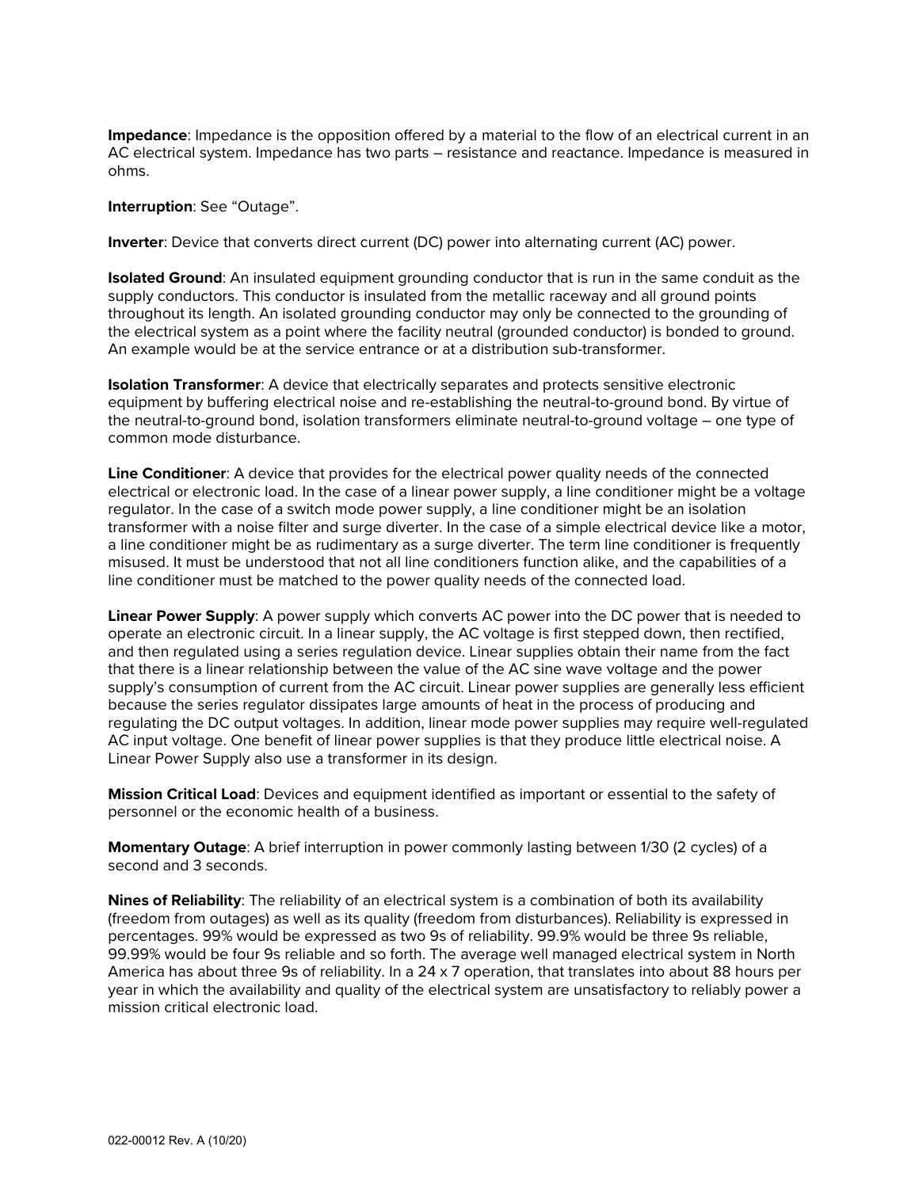**Impedance**: Impedance is the opposition offered by a material to the flow of an electrical current in an AC electrical system. Impedance has two parts – resistance and reactance. Impedance is measured in ohms.

**Interruption**: See “Outage”.

**Inverter**: Device that converts direct current (DC) power into alternating current (AC) power.

**Isolated Ground**: An insulated equipment grounding conductor that is run in the same conduit as the supply conductors. This conductor is insulated from the metallic raceway and all ground points throughout its length. An isolated grounding conductor may only be connected to the grounding of the electrical system as a point where the facility neutral (grounded conductor) is bonded to ground. An example would be at the service entrance or at a distribution sub-transformer.

**Isolation Transformer**: A device that electrically separates and protects sensitive electronic equipment by buffering electrical noise and re-establishing the neutral-to-ground bond. By virtue of the neutral-to-ground bond, isolation transformers eliminate neutral-to-ground voltage – one type of common mode disturbance.

**Line Conditioner**: A device that provides for the electrical power quality needs of the connected electrical or electronic load. In the case of a linear power supply, a line conditioner might be a voltage regulator. In the case of a switch mode power supply, a line conditioner might be an isolation transformer with a noise filter and surge diverter. In the case of a simple electrical device like a motor, a line conditioner might be as rudimentary as a surge diverter. The term line conditioner is frequently misused. It must be understood that not all line conditioners function alike, and the capabilities of a line conditioner must be matched to the power quality needs of the connected load.

**Linear Power Supply**: A power supply which converts AC power into the DC power that is needed to operate an electronic circuit. In a linear supply, the AC voltage is first stepped down, then rectified, and then regulated using a series regulation device. Linear supplies obtain their name from the fact that there is a linear relationship between the value of the AC sine wave voltage and the power supply's consumption of current from the AC circuit. Linear power supplies are generally less efficient because the series regulator dissipates large amounts of heat in the process of producing and regulating the DC output voltages. In addition, linear mode power supplies may require well-regulated AC input voltage. One benefit of linear power supplies is that they produce little electrical noise. A Linear Power Supply also use a transformer in its design.

**Mission Critical Load**: Devices and equipment identified as important or essential to the safety of personnel or the economic health of a business.

**Momentary Outage**: A brief interruption in power commonly lasting between 1/30 (2 cycles) of a second and 3 seconds.

**Nines of Reliability**: The reliability of an electrical system is a combination of both its availability (freedom from outages) as well as its quality (freedom from disturbances). Reliability is expressed in percentages. 99% would be expressed as two 9s of reliability. 99.9% would be three 9s reliable, 99.99% would be four 9s reliable and so forth. The average well managed electrical system in North America has about three 9s of reliability. In a 24 x 7 operation, that translates into about 88 hours per year in which the availability and quality of the electrical system are unsatisfactory to reliably power a mission critical electronic load.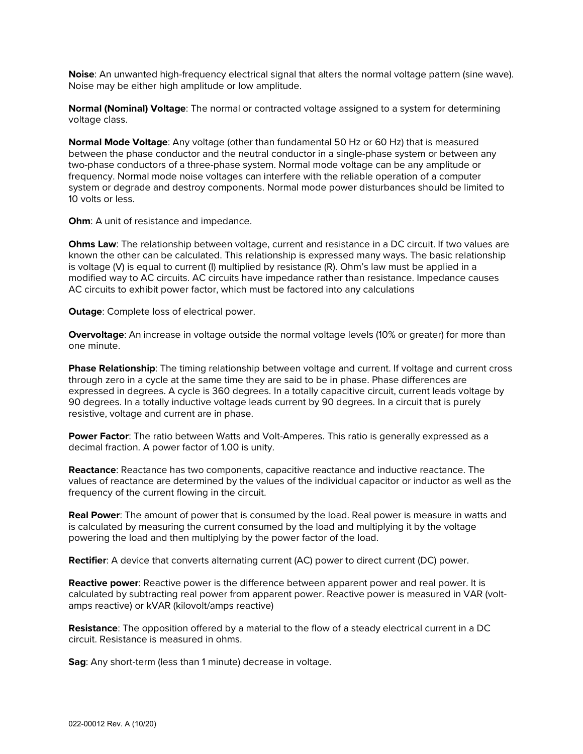**Noise**: An unwanted high-frequency electrical signal that alters the normal voltage pattern (sine wave). Noise may be either high amplitude or low amplitude.

**Normal (Nominal) Voltage**: The normal or contracted voltage assigned to a system for determining voltage class.

**Normal Mode Voltage**: Any voltage (other than fundamental 50 Hz or 60 Hz) that is measured between the phase conductor and the neutral conductor in a single-phase system or between any two-phase conductors of a three-phase system. Normal mode voltage can be any amplitude or frequency. Normal mode noise voltages can interfere with the reliable operation of a computer system or degrade and destroy components. Normal mode power disturbances should be limited to 10 volts or less.

**Ohm**: A unit of resistance and impedance.

**Ohms Law**: The relationship between voltage, current and resistance in a DC circuit. If two values are known the other can be calculated. This relationship is expressed many ways. The basic relationship is voltage (V) is equal to current (I) multiplied by resistance (R). Ohm's law must be applied in a modified way to AC circuits. AC circuits have impedance rather than resistance. Impedance causes AC circuits to exhibit power factor, which must be factored into any calculations

**Outage**: Complete loss of electrical power.

**Overvoltage**: An increase in voltage outside the normal voltage levels (10% or greater) for more than one minute.

**Phase Relationship**: The timing relationship between voltage and current. If voltage and current cross through zero in a cycle at the same time they are said to be in phase. Phase differences are expressed in degrees. A cycle is 360 degrees. In a totally capacitive circuit, current leads voltage by 90 degrees. In a totally inductive voltage leads current by 90 degrees. In a circuit that is purely resistive, voltage and current are in phase.

**Power Factor**: The ratio between Watts and Volt-Amperes. This ratio is generally expressed as a decimal fraction. A power factor of 1.00 is unity.

**Reactance**: Reactance has two components, capacitive reactance and inductive reactance. The values of reactance are determined by the values of the individual capacitor or inductor as well as the frequency of the current flowing in the circuit.

**Real Power**: The amount of power that is consumed by the load. Real power is measure in watts and is calculated by measuring the current consumed by the load and multiplying it by the voltage powering the load and then multiplying by the power factor of the load.

**Rectifier**: A device that converts alternating current (AC) power to direct current (DC) power.

**Reactive power**: Reactive power is the difference between apparent power and real power. It is calculated by subtracting real power from apparent power. Reactive power is measured in VAR (volt-amps reactive) or kVAR (kilovolt/amps reactive)

**Resistance**: The opposition offered by a material to the flow of a steady electrical current in a DC circuit. Resistance is measured in ohms.

**Sag**: Any short-term (less than 1 minute) decrease in voltage.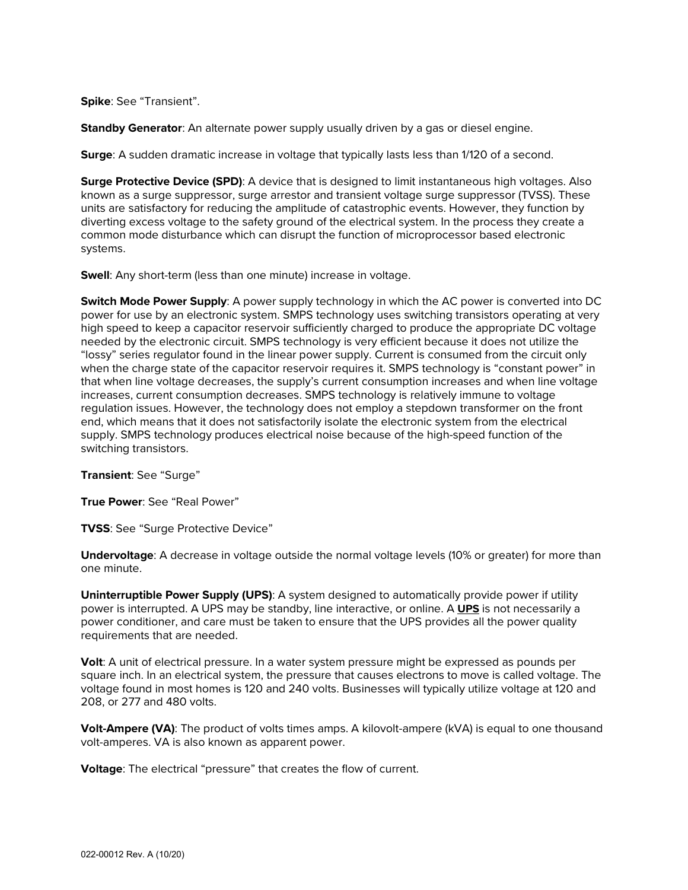**Spike**: See “Transient”.

**Standby Generator**: An alternate power supply usually driven by a gas or diesel engine.

**Surge**: A sudden dramatic increase in voltage that typically lasts less than 1/120 of a second.

**Surge Protective Device (SPD)**: A device that is designed to limit instantaneous high voltages. Also known as a surge suppressor, surge arrestor and transient voltage surge suppressor (TVSS). These units are satisfactory for reducing the amplitude of catastrophic events. However, they function by diverting excess voltage to the safety ground of the electrical system. In the process they create a common mode disturbance which can disrupt the function of microprocessor based electronic systems.

**Swell**: Any short-term (less than one minute) increase in voltage.

**Switch Mode Power Supply**: A power supply technology in which the AC power is converted into DC power for use by an electronic system. SMPS technology uses switching transistors operating at very high speed to keep a capacitor reservoir sufficiently charged to produce the appropriate DC voltage needed by the electronic circuit. SMPS technology is very efficient because it does not utilize the “lossy” series regulator found in the linear power supply. Current is consumed from the circuit only when the charge state of the capacitor reservoir requires it. SMPS technology is “constant power” in that when line voltage decreases, the supply’s current consumption increases and when line voltage increases, current consumption decreases. SMPS technology is relatively immune to voltage regulation issues. However, the technology does not employ a stepdown transformer on the front end, which means that it does not satisfactorily isolate the electronic system from the electrical supply. SMPS technology produces electrical noise because of the high-speed function of the switching transistors.

**Transient**: See “Surge”

**True Power**: See “Real Power”

**TVSS**: See “Surge Protective Device”

**Undervoltage**: A decrease in voltage outside the normal voltage levels (10% or greater) for more than one minute.

**Uninterruptible Power Supply (UPS)**: A system designed to automatically provide power if utility power is interrupted. A UPS may be standby, line interactive, or online. A **UPS** is not necessarily a power conditioner, and care must be taken to ensure that the UPS provides all the power quality requirements that are needed.

**Volt**: A unit of electrical pressure. In a water system pressure might be expressed as pounds per square inch. In an electrical system, the pressure that causes electrons to move is called voltage. The voltage found in most homes is 120 and 240 volts. Businesses will typically utilize voltage at 120 and 208, or 277 and 480 volts.

**Volt-Ampere (VA)**: The product of volts times amps. A kilovolt-ampere (kVA) is equal to one thousand volt-amperes. VA is also known as apparent power.

**Voltage**: The electrical “pressure” that creates the flow of current.

022-00012 Rev. A (10/20)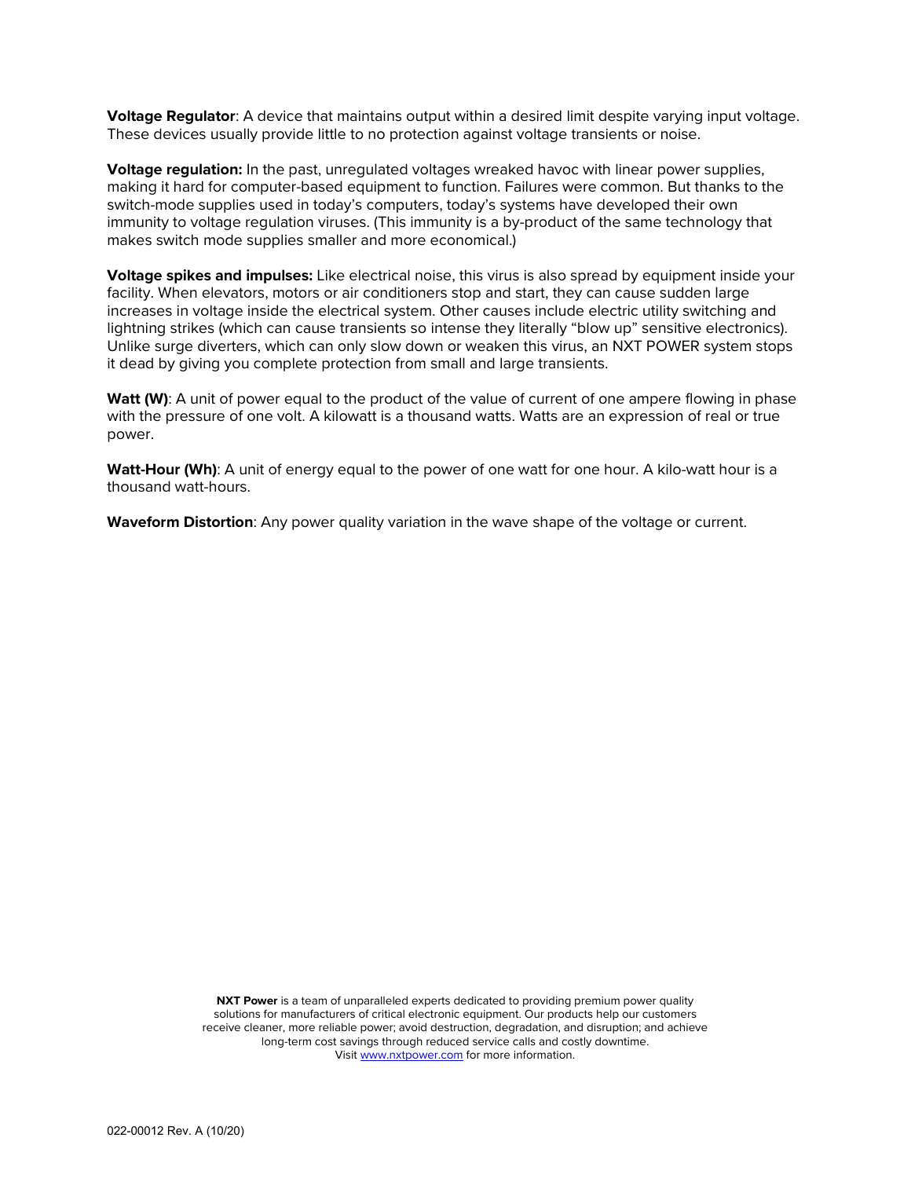**Voltage Regulator**: A device that maintains output within a desired limit despite varying input voltage. These devices usually provide little to no protection against voltage transients or noise.

**Voltage regulation:** In the past, unregulated voltages wreaked havoc with linear power supplies, making it hard for computer-based equipment to function. Failures were common. But thanks to the switch-mode supplies used in today's computers, today's systems have developed their own immunity to voltage regulation viruses. (This immunity is a by-product of the same technology that makes switch mode supplies smaller and more economical.)

**Voltage spikes and impulses:** Like electrical noise, this virus is also spread by equipment inside your facility. When elevators, motors or air conditioners stop and start, they can cause sudden large increases in voltage inside the electrical system. Other causes include electric utility switching and lightning strikes (which can cause transients so intense they literally "blow up" sensitive electronics). Unlike surge diverters, which can only slow down or weaken this virus, an NXT POWER system stops it dead by giving you complete protection from small and large transients.

**Watt (W)**: A unit of power equal to the product of the value of current of one ampere flowing in phase with the pressure of one volt. A kilowatt is a thousand watts. Watts are an expression of real or true power.

**Watt-Hour (Wh)**: A unit of energy equal to the power of one watt for one hour. A kilo-watt hour is a thousand watt-hours.

**Waveform Distortion**: Any power quality variation in the wave shape of the voltage or current.

**NXT Power** is a team of unparalleled experts dedicated to providing premium power quality solutions for manufacturers of critical electronic equipment. Our products help our customers receive cleaner, more reliable power; avoid destruction, degradation, and disruption; and achieve long-term cost savings through reduced service calls and costly downtime. Visit www.nxtpower.com for more information.

022-00012 Rev. A (10/20)